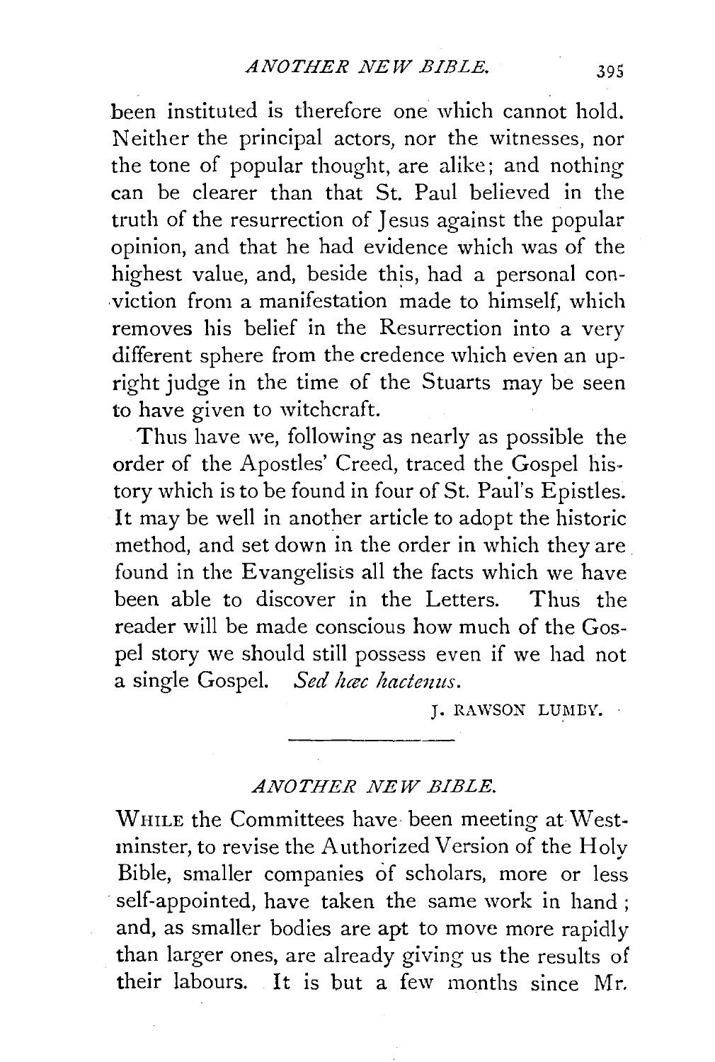been instituted is therefore one which cannot hold. Neither the principal actors, nor the witnesses, nor the tone of popular thought, are alike; and nothing can be clearer than that St. Paul believed in the truth of the resurrection of Jesus against the popular opinion, and that he had evidence which was of the highest value, and, beside this, had a personal conviction from a manifestation made to himself, which removes his belief in the Resurrection into a very different sphere from the credence which even an upright judge in the time of the Stuarts may be seen to have given to witchcraft.

Thus have we, following as nearly as possible the order of the Apostles' Creed, traced the Gospel history which is to be found in four of St. Paul's Epistles. It may be well in another article to adopt the historic method, and set down in the order in which they are found in the Evangelists all the facts which we have been able to discover in the Letters. Thus the reader will be made conscious how much of the Gospel story we should still possess even if we had not a single Gospel. *Sed hæc hactenus.*

J. RAWSON LUMBY.

---

## *ANOTHER NEW BIBLE.*

WHILE the Committees have been meeting at Westminster, to revise the Authorized Version of the Holy Bible, smaller companies of scholars, more or less self-appointed, have taken the same work in hand; and, as smaller bodies are apt to move more rapidly than larger ones, are already giving us the results of their labours. It is but a few months since Mr.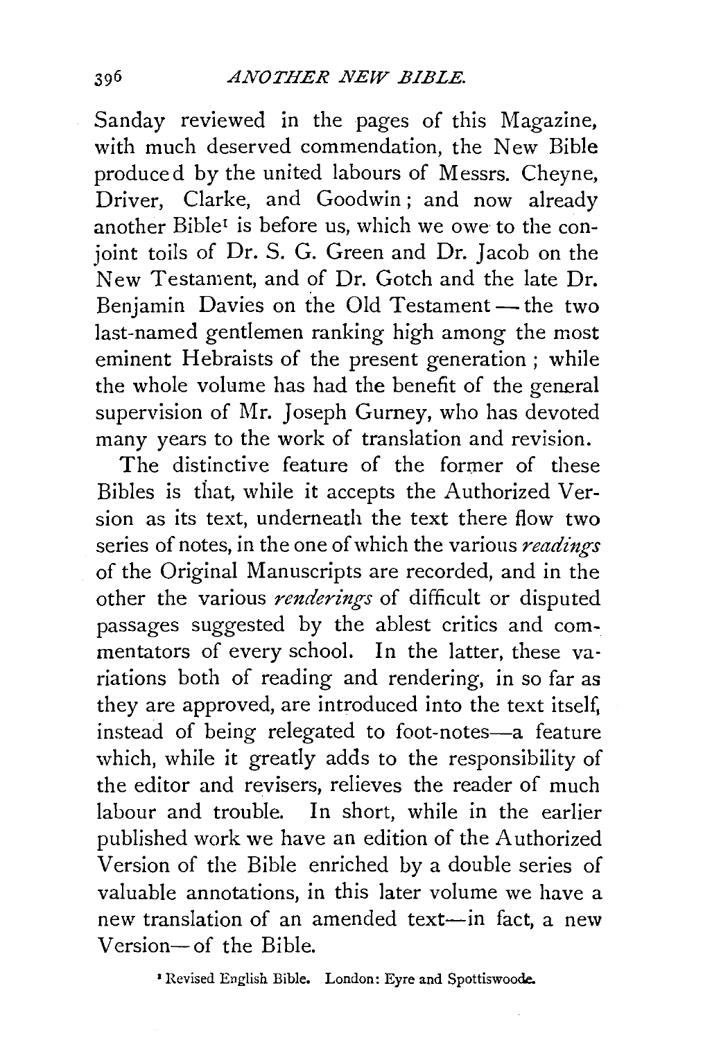Sanday reviewed in the pages of this Magazine, with much deserved commendation, the New Bible produced by the united labours of Messrs. Cheyne, Driver, Clarke, and Goodwin; and now already another Bible[1] is before us, which we owe to the conjoint toils of Dr. S. G. Green and Dr. Jacob on the New Testament, and of Dr. Gotch and the late Dr. Benjamin Davies on the Old Testament — the two last-named gentlemen ranking high among the most eminent Hebraists of the present generation; while the whole volume has had the benefit of the general supervision of Mr. Joseph Gurney, who has devoted many years to the work of translation and revision.

The distinctive feature of the former of these Bibles is that, while it accepts the Authorized Version as its text, underneath the text there flow two series of notes, in the one of which the various *readings* of the Original Manuscripts are recorded, and in the other the various *renderings* of difficult or disputed passages suggested by the ablest critics and commentators of every school. In the latter, these variations both of reading and rendering, in so far as they are approved, are introduced into the text itself, instead of being relegated to foot-notes—a feature which, while it greatly adds to the responsibility of the editor and revisers, relieves the reader of much labour and trouble. In short, while in the earlier published work we have an edition of the Authorized Version of the Bible enriched by a double series of valuable annotations, in this later volume we have a new translation of an amended text—in fact, a new Version—of the Bible.

[1] Revised English Bible. London: Eyre and Spottiswoode.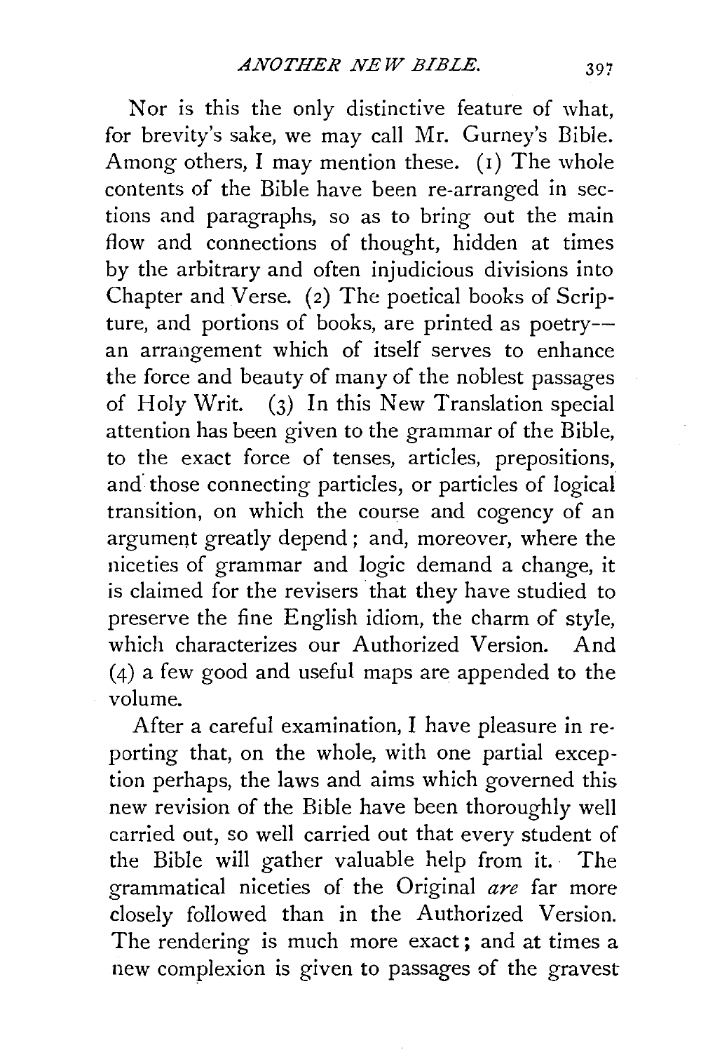Nor is this the only distinctive feature of what, for brevity's sake, we may call Mr. Gurney's Bible. Among others, I may mention these. (1) The whole contents of the Bible have been re-arranged in sections and paragraphs, so as to bring out the main flow and connections of thought, hidden at times by the arbitrary and often injudicious divisions into Chapter and Verse. (2) The poetical books of Scripture, and portions of books, are printed as poetry—an arrangement which of itself serves to enhance the force and beauty of many of the noblest passages of Holy Writ. (3) In this New Translation special attention has been given to the grammar of the Bible, to the exact force of tenses, articles, prepositions, and those connecting particles, or particles of logical transition, on which the course and cogency of an argument greatly depend; and, moreover, where the niceties of grammar and logic demand a change, it is claimed for the revisers that they have studied to preserve the fine English idiom, the charm of style, which characterizes our Authorized Version. And (4) a few good and useful maps are appended to the volume.

After a careful examination, I have pleasure in reporting that, on the whole, with one partial exception perhaps, the laws and aims which governed this new revision of the Bible have been thoroughly well carried out, so well carried out that every student of the Bible will gather valuable help from it. The grammatical niceties of the Original *are* far more closely followed than in the Authorized Version. The rendering is much more exact; and at times a new complexion is given to passages of the gravest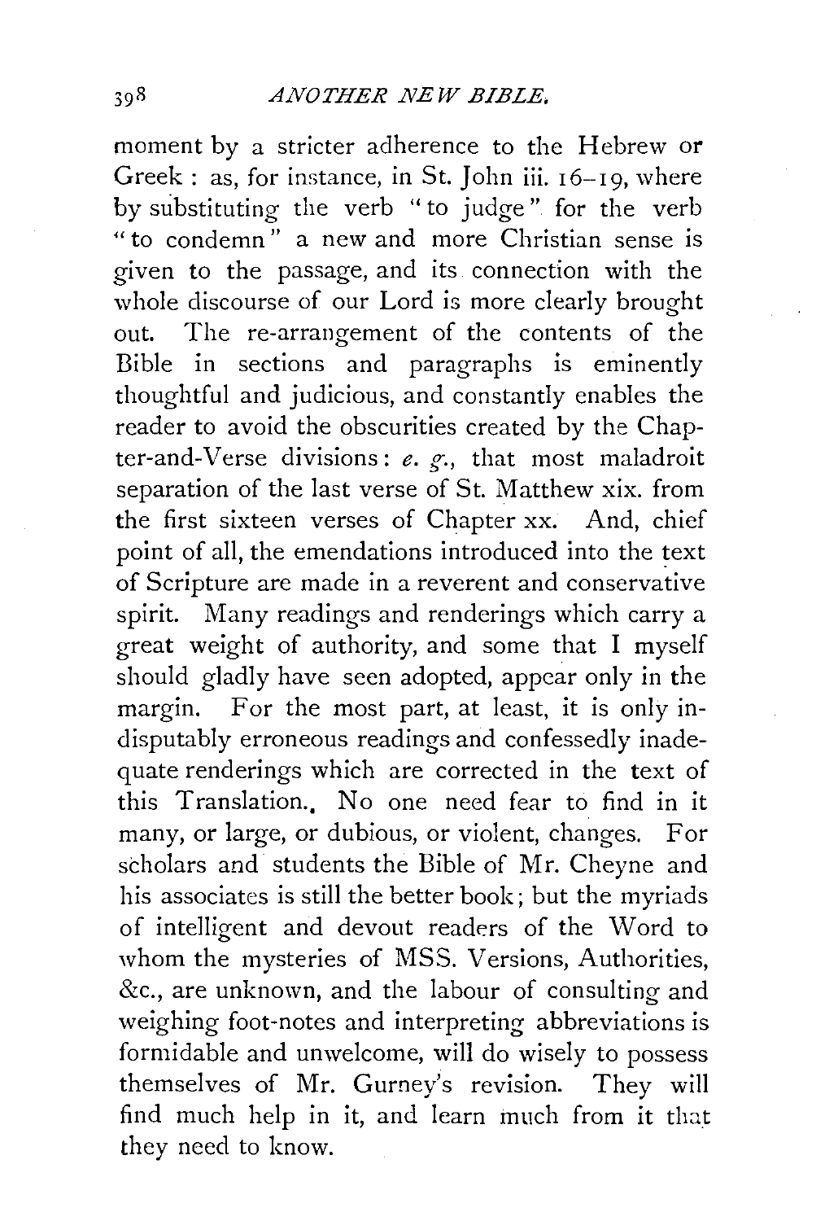moment by a stricter adherence to the Hebrew or Greek: as, for instance, in St. John iii. 16–19, where by substituting the verb "to judge" for the verb "to condemn" a new and more Christian sense is given to the passage, and its connection with the whole discourse of our Lord is more clearly brought out. The re-arrangement of the contents of the Bible in sections and paragraphs is eminently thoughtful and judicious, and constantly enables the reader to avoid the obscurities created by the Chapter-and-Verse divisions: *e. g.*, that most maladroit separation of the last verse of St. Matthew xix. from the first sixteen verses of Chapter xx. And, chief point of all, the emendations introduced into the text of Scripture are made in a reverent and conservative spirit. Many readings and renderings which carry a great weight of authority, and some that I myself should gladly have seen adopted, appear only in the margin. For the most part, at least, it is only indisputably erroneous readings and confessedly inadequate renderings which are corrected in the text of this Translation. No one need fear to find in it many, or large, or dubious, or violent, changes. For scholars and students the Bible of Mr. Cheyne and his associates is still the better book; but the myriads of intelligent and devout readers of the Word to whom the mysteries of MSS. Versions, Authorities, &c., are unknown, and the labour of consulting and weighing foot-notes and interpreting abbreviations is formidable and unwelcome, will do wisely to possess themselves of Mr. Gurney's revision. They will find much help in it, and learn much from it that they need to know.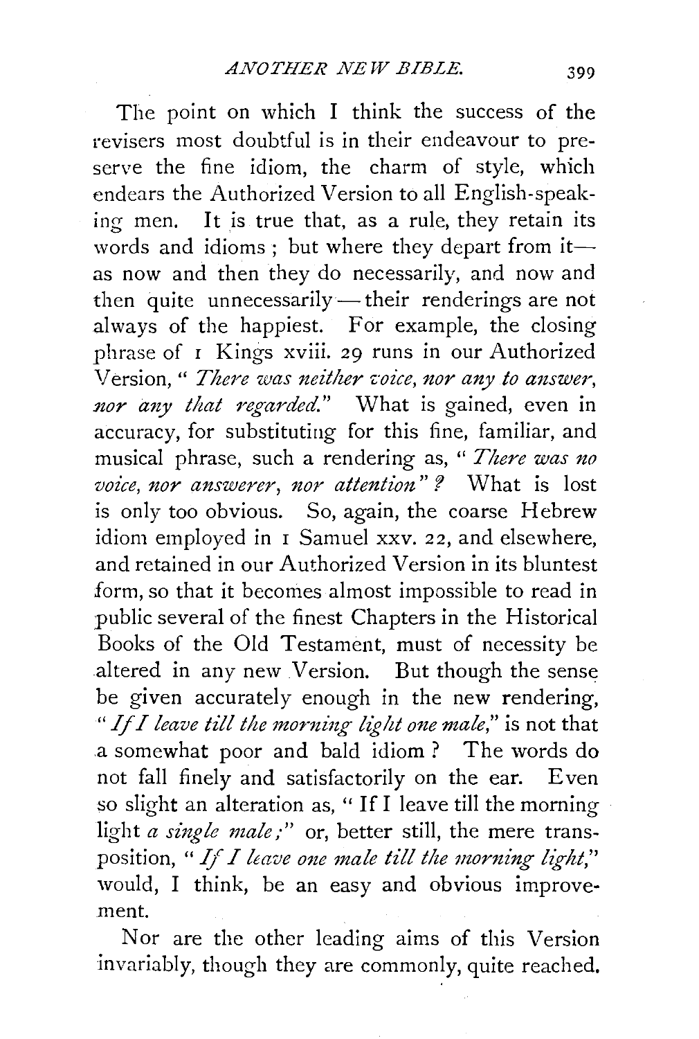The point on which I think the success of the revisers most doubtful is in their endeavour to preserve the fine idiom, the charm of style, which endears the Authorized Version to all English-speaking men. It is true that, as a rule, they retain its words and idioms; but where they depart from it—as now and then they do necessarily, and now and then quite unnecessarily—their renderings are not always of the happiest. For example, the closing phrase of 1 Kings xviii. 29 runs in our Authorized Version, "*There was neither voice, nor any to answer, nor any that regarded.*" What is gained, even in accuracy, for substituting for this fine, familiar, and musical phrase, such a rendering as, "*There was no voice, nor answerer, nor attention*"? What is lost is only too obvious. So, again, the coarse Hebrew idiom employed in 1 Samuel xxv. 22, and elsewhere, and retained in our Authorized Version in its bluntest form, so that it becomes almost impossible to read in public several of the finest Chapters in the Historical Books of the Old Testament, must of necessity be altered in any new Version. But though the sense be given accurately enough in the new rendering, "*If I leave till the morning light one male,*" is not that a somewhat poor and bald idiom? The words do not fall finely and satisfactorily on the ear. Even so slight an alteration as, "If I leave till the morning light *a single male;*" or, better still, the mere transposition, "*If I leave one male till the morning light,*" would, I think, be an easy and obvious improvement.

Nor are the other leading aims of this Version invariably, though they are commonly, quite reached.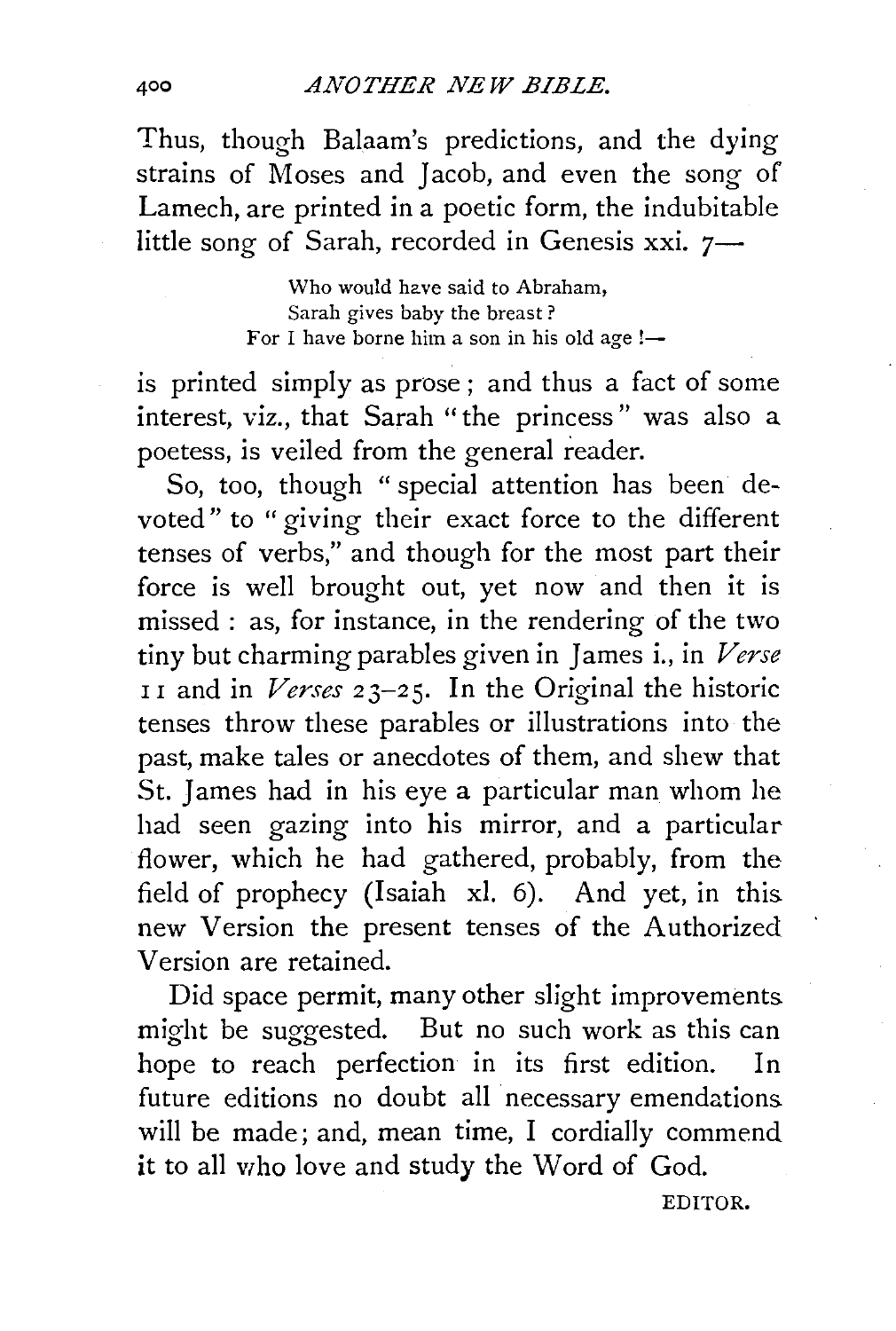Thus, though Balaam's predictions, and the dying strains of Moses and Jacob, and even the song of Lamech, are printed in a poetic form, the indubitable little song of Sarah, recorded in Genesis xxi. 7—

> Who would have said to Abraham,
> Sarah gives baby the breast?
> For I have borne him a son in his old age !—

is printed simply as prose; and thus a fact of some interest, viz., that Sarah "the princess" was also a poetess, is veiled from the general reader.

So, too, though "special attention has been devoted" to "giving their exact force to the different tenses of verbs," and though for the most part their force is well brought out, yet now and then it is missed : as, for instance, in the rendering of the two tiny but charming parables given in James i., in *Verse* 11 and in *Verses* 23–25. In the Original the historic tenses throw these parables or illustrations into the past, make tales or anecdotes of them, and shew that St. James had in his eye a particular man whom he had seen gazing into his mirror, and a particular flower, which he had gathered, probably, from the field of prophecy (Isaiah xl. 6). And yet, in this new Version the present tenses of the Authorized Version are retained.

Did space permit, many other slight improvements might be suggested. But no such work as this can hope to reach perfection in its first edition. In future editions no doubt all necessary emendations will be made; and, mean time, I cordially commend it to all who love and study the Word of God.

EDITOR.